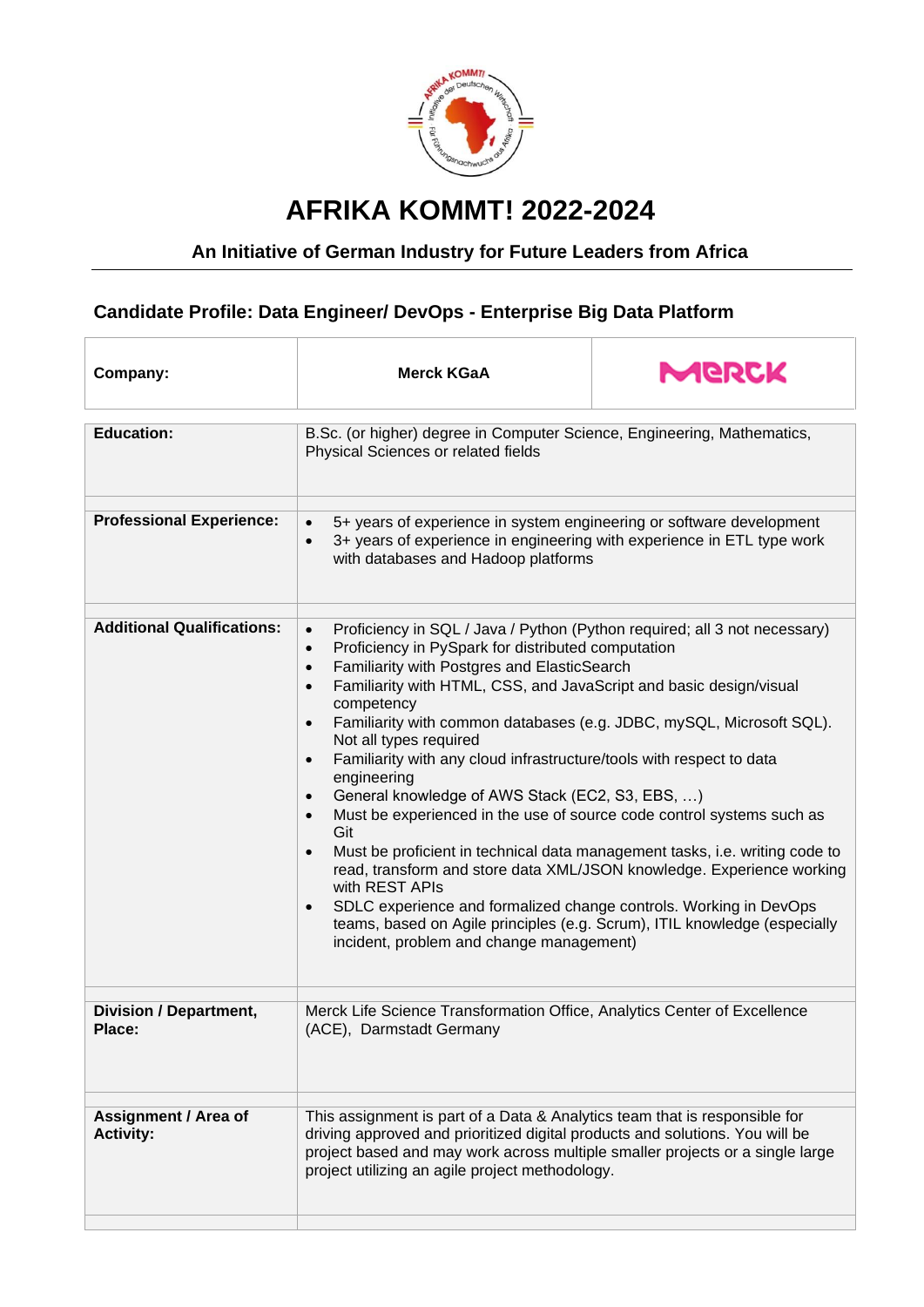# AFRIKA KOMMT! 2022-2024

## An Initiative of German Industry for Future Leaders from Africa

### Candidate Profile: Data Engineer/ DevOps - Enterprise Big Data Platform

| | | |
|---|---|---|
| **Company:** | **Merck KGaA** | MERCK |

| | |
|---|---|
| **Education:** | B.Sc. (or higher) degree in Computer Science, Engineering, Mathematics, Physical Sciences or related fields |
| **Professional Experience:** | • 5+ years of experience in system engineering or software development<br>• 3+ years of experience in engineering with experience in ETL type work with databases and Hadoop platforms |
| **Additional Qualifications:** | • Proficiency in SQL / Java / Python (Python required; all 3 not necessary)<br>• Proficiency in PySpark for distributed computation<br>• Familiarity with Postgres and ElasticSearch<br>• Familiarity with HTML, CSS, and JavaScript and basic design/visual competency<br>• Familiarity with common databases (e.g. JDBC, mySQL, Microsoft SQL). Not all types required<br>• Familiarity with any cloud infrastructure/tools with respect to data engineering<br>• General knowledge of AWS Stack (EC2, S3, EBS, …)<br>• Must be experienced in the use of source code control systems such as Git<br>• Must be proficient in technical data management tasks, i.e. writing code to read, transform and store data XML/JSON knowledge. Experience working with REST APIs<br>• SDLC experience and formalized change controls. Working in DevOps teams, based on Agile principles (e.g. Scrum), ITIL knowledge (especially incident, problem and change management) |
| **Division / Department, Place:** | Merck Life Science Transformation Office, Analytics Center of Excellence (ACE), Darmstadt Germany |
| **Assignment / Area of Activity:** | This assignment is part of a Data & Analytics team that is responsible for driving approved and prioritized digital products and solutions. You will be project based and may work across multiple smaller projects or a single large project utilizing an agile project methodology. |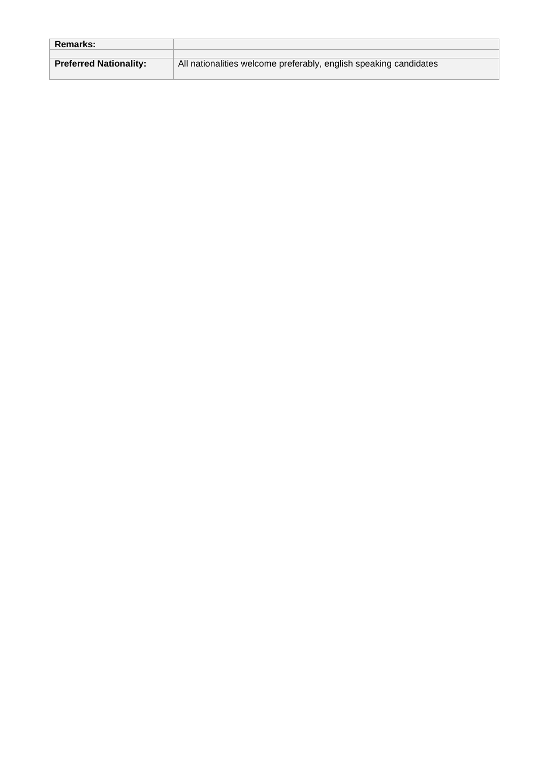| | |
|---|---|
| **Remarks:** | |
| | |
| **Preferred Nationality:** | All nationalities welcome preferably, english speaking candidates |